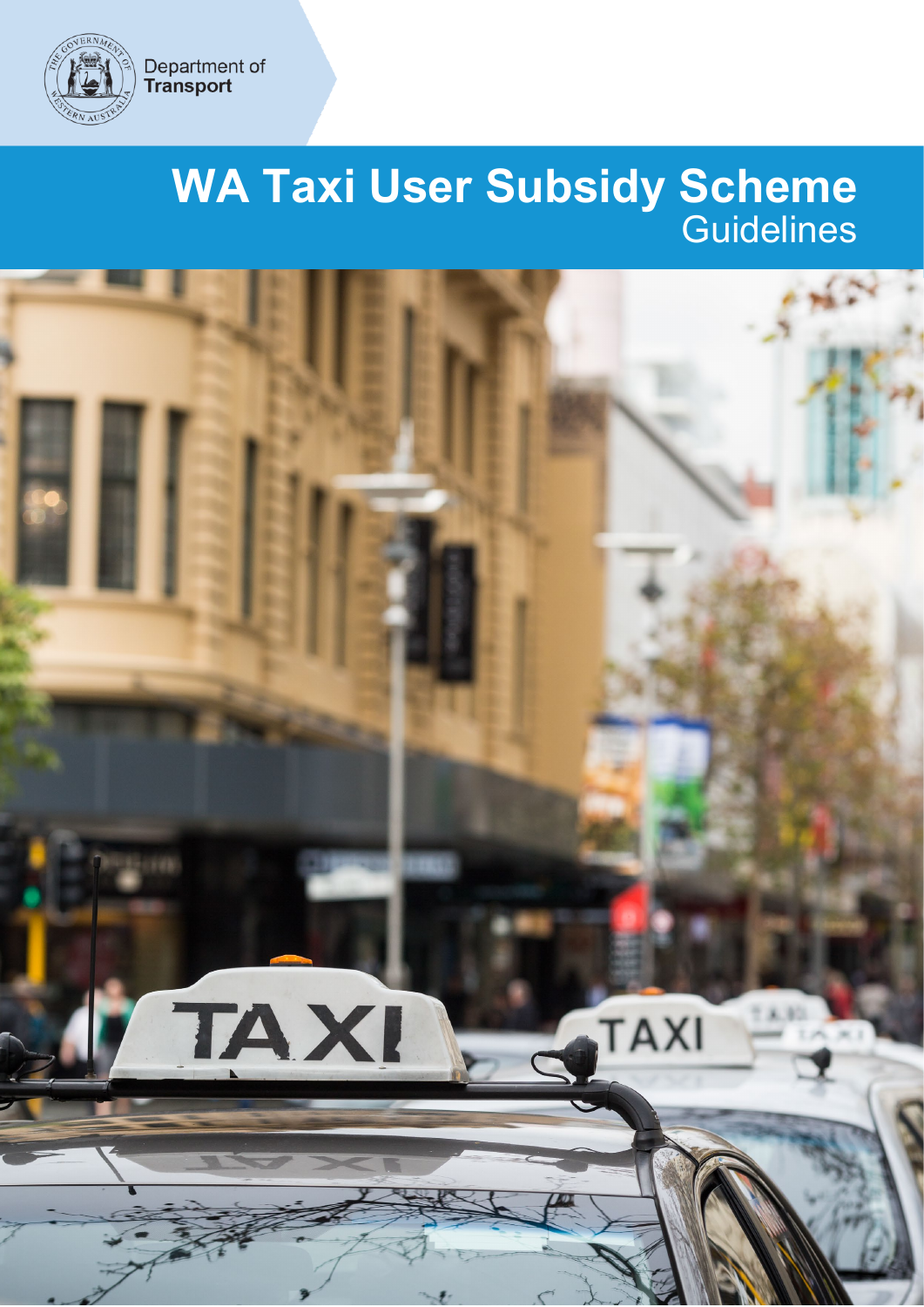Department of Transport

# WA Taxi User Subsidy Scheme

## Guidelines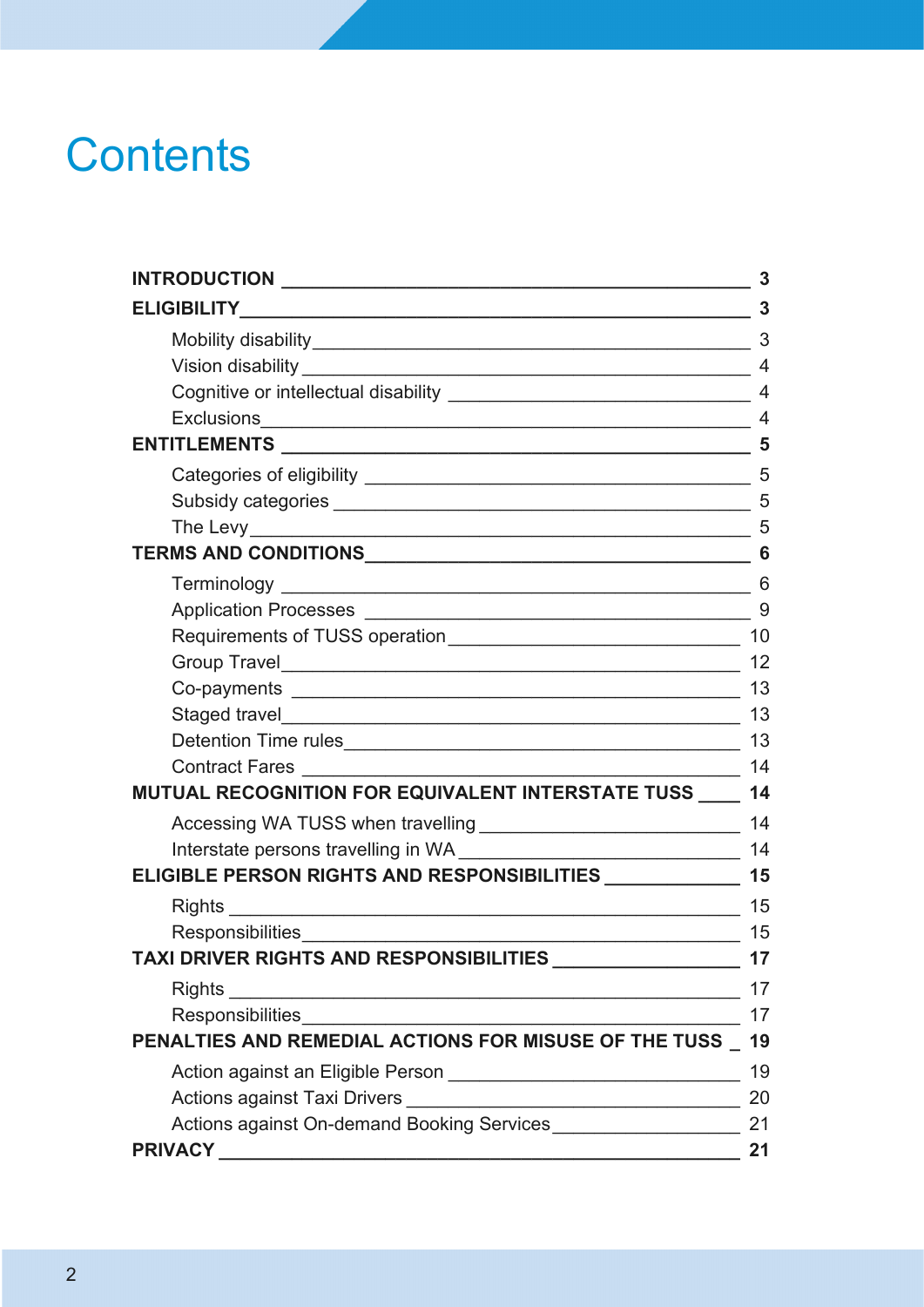# Contents

| | |
|---|---|
| **INTRODUCTION** | **3** |
| **ELIGIBILITY** | **3** |
| Mobility disability | 3 |
| Vision disability | 4 |
| Cognitive or intellectual disability | 4 |
| Exclusions | 4 |
| **ENTITLEMENTS** | **5** |
| Categories of eligibility | 5 |
| Subsidy categories | 5 |
| The Levy | 5 |
| **TERMS AND CONDITIONS** | **6** |
| Terminology | 6 |
| Application Processes | 9 |
| Requirements of TUSS operation | 10 |
| Group Travel | 12 |
| Co-payments | 13 |
| Staged travel | 13 |
| Detention Time rules | 13 |
| Contract Fares | 14 |
| **MUTUAL RECOGNITION FOR EQUIVALENT INTERSTATE TUSS** | **14** |
| Accessing WA TUSS when travelling | 14 |
| Interstate persons travelling in WA | 14 |
| **ELIGIBLE PERSON RIGHTS AND RESPONSIBILITIES** | **15** |
| Rights | 15 |
| Responsibilities | 15 |
| **TAXI DRIVER RIGHTS AND RESPONSIBILITIES** | **17** |
| Rights | 17 |
| Responsibilities | 17 |
| **PENALTIES AND REMEDIAL ACTIONS FOR MISUSE OF THE TUSS** | **19** |
| Action against an Eligible Person | 19 |
| Actions against Taxi Drivers | 20 |
| Actions against On-demand Booking Services | 21 |
| **PRIVACY** | **21** |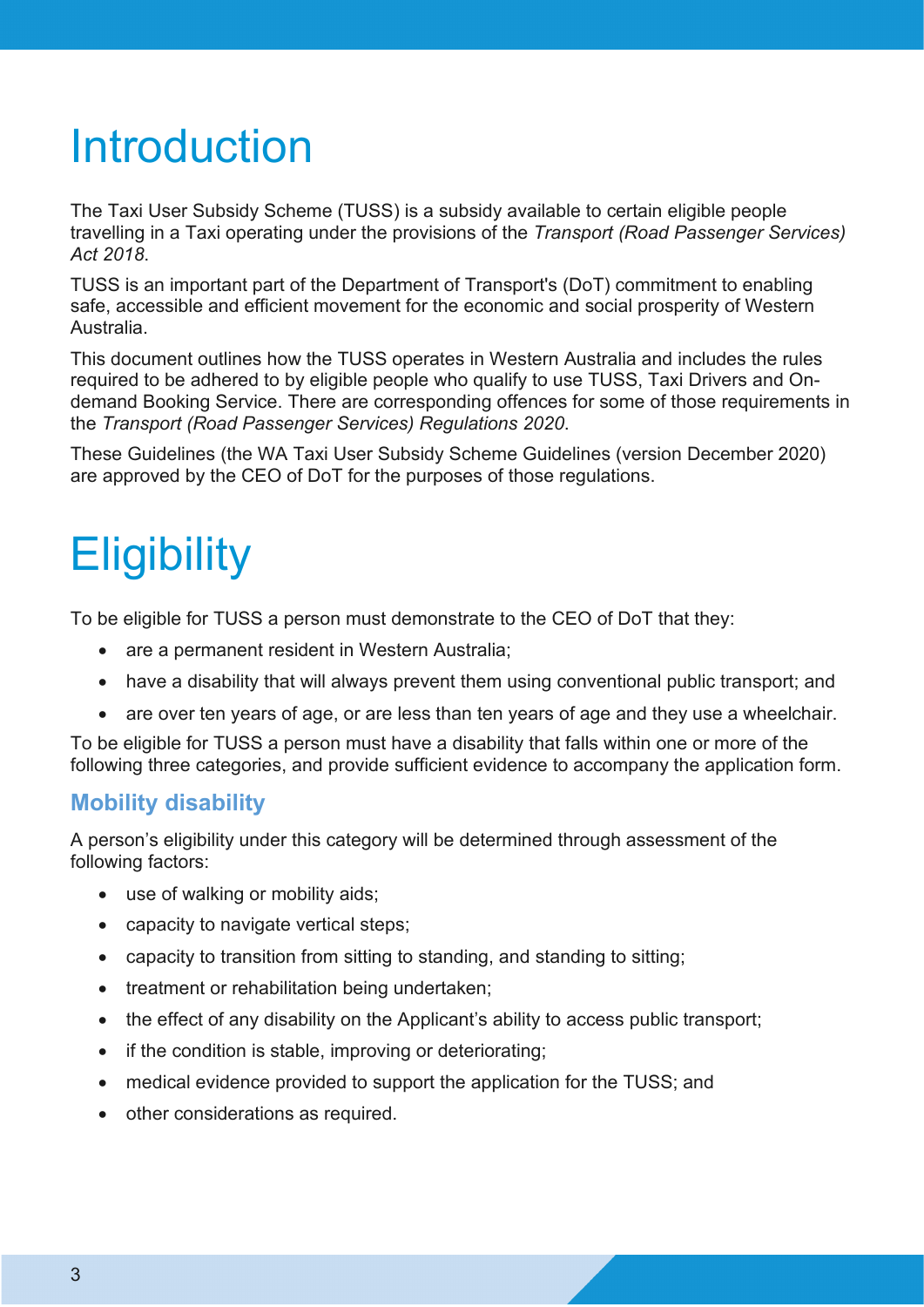# Introduction

The Taxi User Subsidy Scheme (TUSS) is a subsidy available to certain eligible people travelling in a Taxi operating under the provisions of the *Transport (Road Passenger Services) Act 2018*.

TUSS is an important part of the Department of Transport's (DoT) commitment to enabling safe, accessible and efficient movement for the economic and social prosperity of Western Australia.

This document outlines how the TUSS operates in Western Australia and includes the rules required to be adhered to by eligible people who qualify to use TUSS, Taxi Drivers and On-demand Booking Service. There are corresponding offences for some of those requirements in the *Transport (Road Passenger Services) Regulations 2020*.

These Guidelines (the WA Taxi User Subsidy Scheme Guidelines (version December 2020) are approved by the CEO of DoT for the purposes of those regulations.

# Eligibility

To be eligible for TUSS a person must demonstrate to the CEO of DoT that they:

- are a permanent resident in Western Australia;
- have a disability that will always prevent them using conventional public transport; and
- are over ten years of age, or are less than ten years of age and they use a wheelchair.

To be eligible for TUSS a person must have a disability that falls within one or more of the following three categories, and provide sufficient evidence to accompany the application form.

## Mobility disability

A person's eligibility under this category will be determined through assessment of the following factors:

- use of walking or mobility aids;
- capacity to navigate vertical steps;
- capacity to transition from sitting to standing, and standing to sitting;
- treatment or rehabilitation being undertaken;
- the effect of any disability on the Applicant's ability to access public transport;
- if the condition is stable, improving or deteriorating;
- medical evidence provided to support the application for the TUSS; and
- other considerations as required.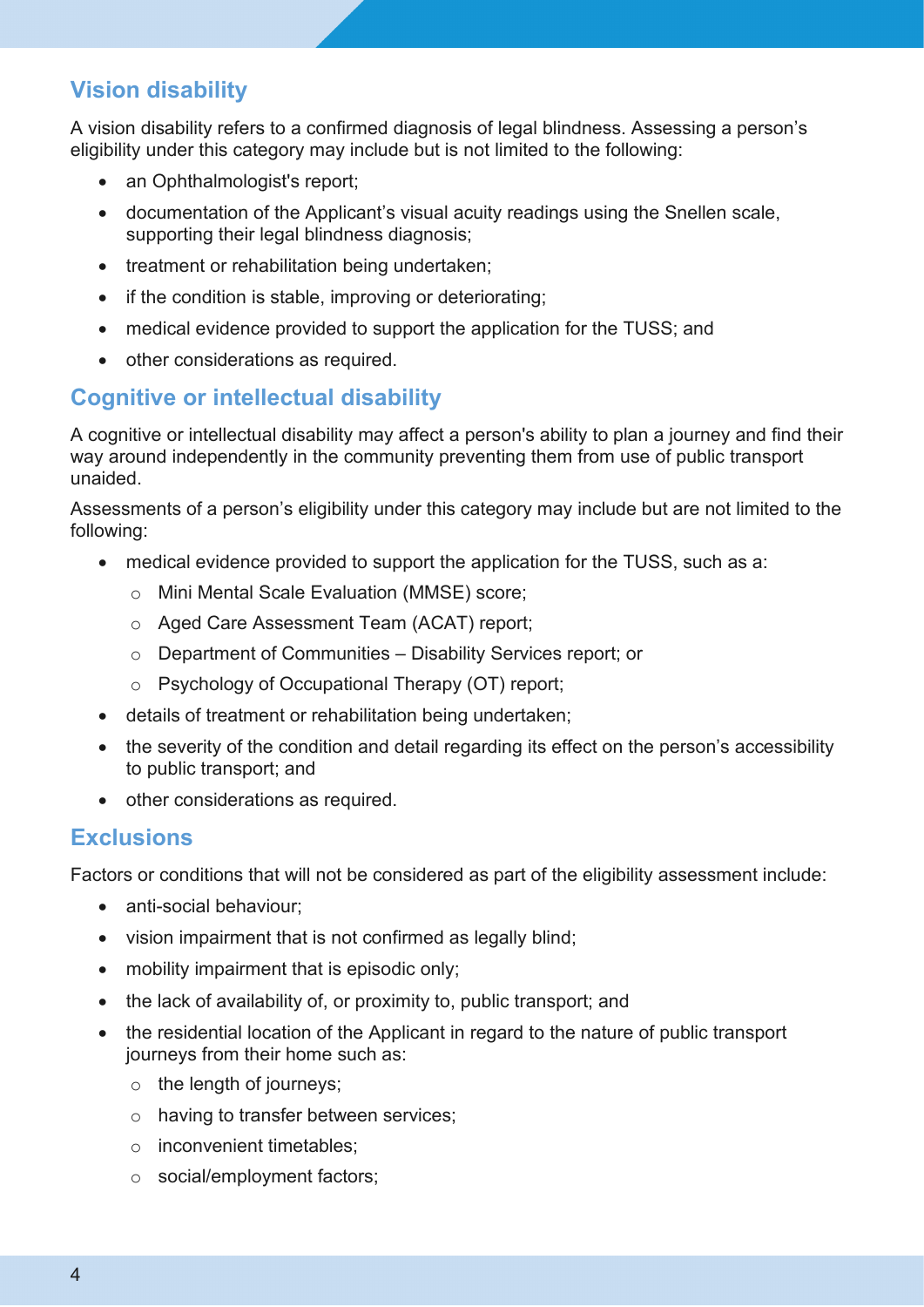## Vision disability

A vision disability refers to a confirmed diagnosis of legal blindness. Assessing a person's eligibility under this category may include but is not limited to the following:

- an Ophthalmologist's report;
- documentation of the Applicant's visual acuity readings using the Snellen scale, supporting their legal blindness diagnosis;
- treatment or rehabilitation being undertaken;
- if the condition is stable, improving or deteriorating;
- medical evidence provided to support the application for the TUSS; and
- other considerations as required.

## Cognitive or intellectual disability

A cognitive or intellectual disability may affect a person's ability to plan a journey and find their way around independently in the community preventing them from use of public transport unaided.

Assessments of a person's eligibility under this category may include but are not limited to the following:

- medical evidence provided to support the application for the TUSS, such as a:
  - Mini Mental Scale Evaluation (MMSE) score;
  - Aged Care Assessment Team (ACAT) report;
  - Department of Communities – Disability Services report; or
  - Psychology of Occupational Therapy (OT) report;
- details of treatment or rehabilitation being undertaken;
- the severity of the condition and detail regarding its effect on the person's accessibility to public transport; and
- other considerations as required.

## Exclusions

Factors or conditions that will not be considered as part of the eligibility assessment include:

- anti-social behaviour;
- vision impairment that is not confirmed as legally blind;
- mobility impairment that is episodic only;
- the lack of availability of, or proximity to, public transport; and
- the residential location of the Applicant in regard to the nature of public transport journeys from their home such as:
  - the length of journeys;
  - having to transfer between services;
  - inconvenient timetables;
  - social/employment factors;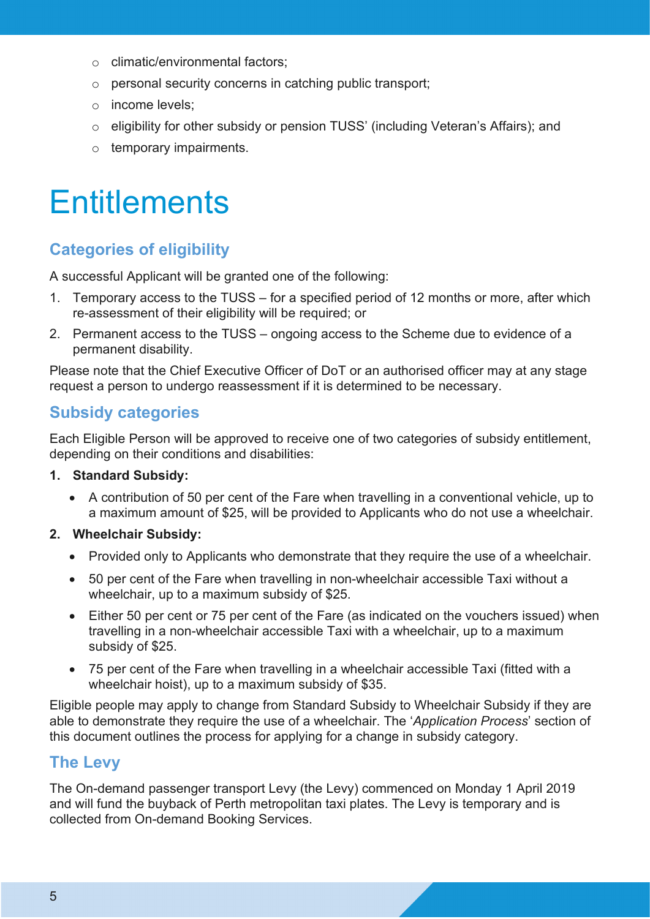- climatic/environmental factors;
- personal security concerns in catching public transport;
- income levels;
- eligibility for other subsidy or pension TUSS' (including Veteran's Affairs); and
- temporary impairments.

# Entitlements

## Categories of eligibility

A successful Applicant will be granted one of the following:

1. Temporary access to the TUSS – for a specified period of 12 months or more, after which re-assessment of their eligibility will be required; or
2. Permanent access to the TUSS – ongoing access to the Scheme due to evidence of a permanent disability.

Please note that the Chief Executive Officer of DoT or an authorised officer may at any stage request a person to undergo reassessment if it is determined to be necessary.

## Subsidy categories

Each Eligible Person will be approved to receive one of two categories of subsidy entitlement, depending on their conditions and disabilities:

1. **Standard Subsidy:**
    - A contribution of 50 per cent of the Fare when travelling in a conventional vehicle, up to a maximum amount of $25, will be provided to Applicants who do not use a wheelchair.
2. **Wheelchair Subsidy:**
    - Provided only to Applicants who demonstrate that they require the use of a wheelchair.
    - 50 per cent of the Fare when travelling in non-wheelchair accessible Taxi without a wheelchair, up to a maximum subsidy of $25.
    - Either 50 per cent or 75 per cent of the Fare (as indicated on the vouchers issued) when travelling in a non-wheelchair accessible Taxi with a wheelchair, up to a maximum subsidy of $25.
    - 75 per cent of the Fare when travelling in a wheelchair accessible Taxi (fitted with a wheelchair hoist), up to a maximum subsidy of $35.

Eligible people may apply to change from Standard Subsidy to Wheelchair Subsidy if they are able to demonstrate they require the use of a wheelchair. The '*Application Process*' section of this document outlines the process for applying for a change in subsidy category.

## The Levy

The On-demand passenger transport Levy (the Levy) commenced on Monday 1 April 2019 and will fund the buyback of Perth metropolitan taxi plates. The Levy is temporary and is collected from On-demand Booking Services.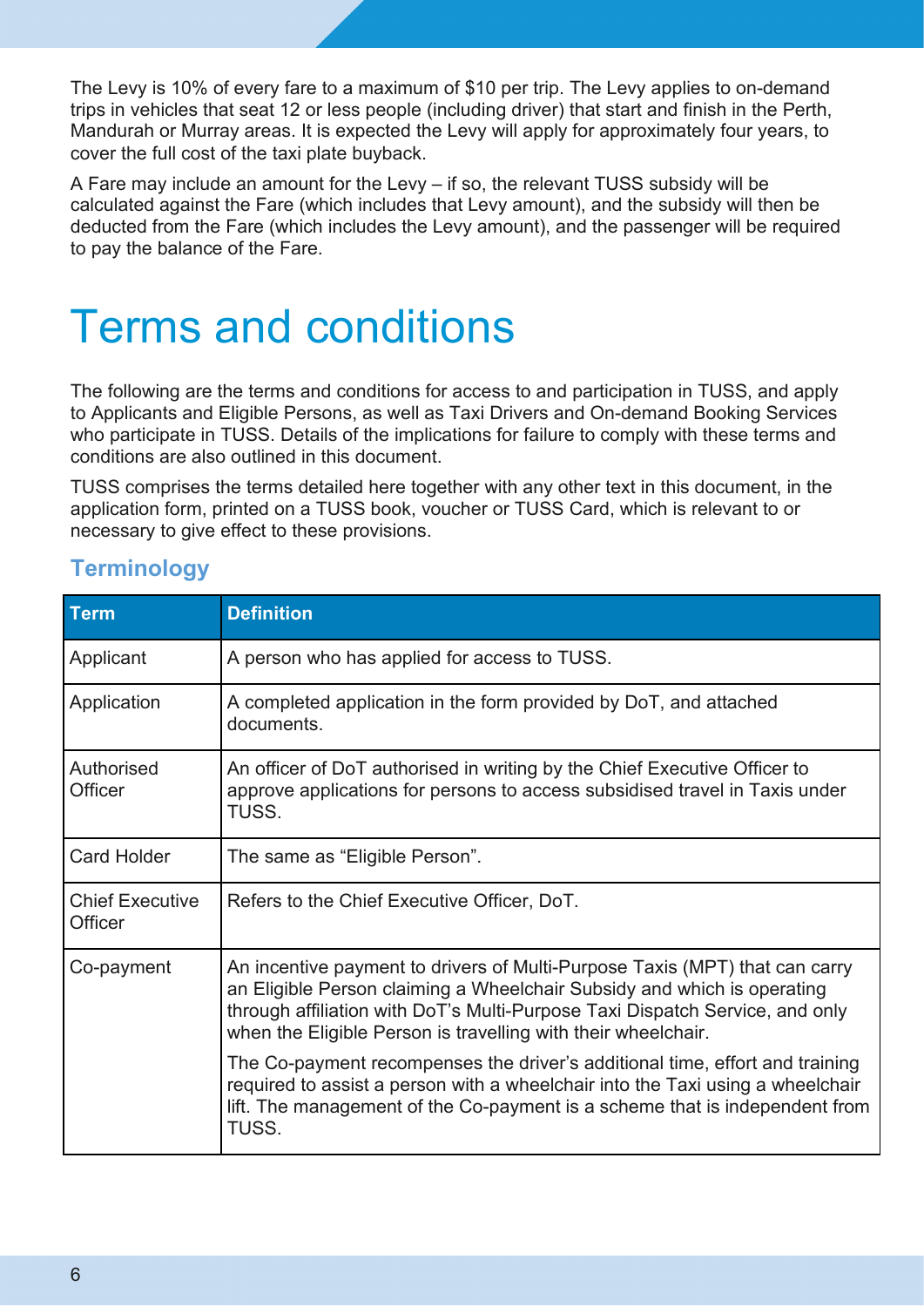The Levy is 10% of every fare to a maximum of $10 per trip. The Levy applies to on-demand trips in vehicles that seat 12 or less people (including driver) that start and finish in the Perth, Mandurah or Murray areas. It is expected the Levy will apply for approximately four years, to cover the full cost of the taxi plate buyback.

A Fare may include an amount for the Levy – if so, the relevant TUSS subsidy will be calculated against the Fare (which includes that Levy amount), and the subsidy will then be deducted from the Fare (which includes the Levy amount), and the passenger will be required to pay the balance of the Fare.

# Terms and conditions

The following are the terms and conditions for access to and participation in TUSS, and apply to Applicants and Eligible Persons, as well as Taxi Drivers and On-demand Booking Services who participate in TUSS. Details of the implications for failure to comply with these terms and conditions are also outlined in this document.

TUSS comprises the terms detailed here together with any other text in this document, in the application form, printed on a TUSS book, voucher or TUSS Card, which is relevant to or necessary to give effect to these provisions.

## Terminology

| Term | Definition |
|---|---|
| Applicant | A person who has applied for access to TUSS. |
| Application | A completed application in the form provided by DoT, and attached documents. |
| Authorised Officer | An officer of DoT authorised in writing by the Chief Executive Officer to approve applications for persons to access subsidised travel in Taxis under TUSS. |
| Card Holder | The same as "Eligible Person". |
| Chief Executive Officer | Refers to the Chief Executive Officer, DoT. |
| Co-payment | An incentive payment to drivers of Multi-Purpose Taxis (MPT) that can carry an Eligible Person claiming a Wheelchair Subsidy and which is operating through affiliation with DoT's Multi-Purpose Taxi Dispatch Service, and only when the Eligible Person is travelling with their wheelchair.<br><br>The Co-payment recompenses the driver's additional time, effort and training required to assist a person with a wheelchair into the Taxi using a wheelchair lift. The management of the Co-payment is a scheme that is independent from TUSS. |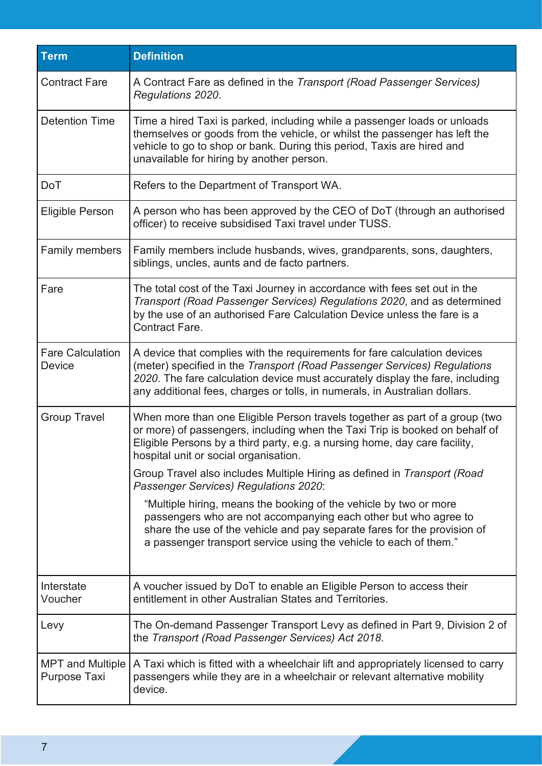| Term | Definition |
|---|---|
| Contract Fare | A Contract Fare as defined in the *Transport (Road Passenger Services) Regulations 2020*. |
| Detention Time | Time a hired Taxi is parked, including while a passenger loads or unloads themselves or goods from the vehicle, or whilst the passenger has left the vehicle to go to shop or bank. During this period, Taxis are hired and unavailable for hiring by another person. |
| DoT | Refers to the Department of Transport WA. |
| Eligible Person | A person who has been approved by the CEO of DoT (through an authorised officer) to receive subsidised Taxi travel under TUSS. |
| Family members | Family members include husbands, wives, grandparents, sons, daughters, siblings, uncles, aunts and de facto partners. |
| Fare | The total cost of the Taxi Journey in accordance with fees set out in the *Transport (Road Passenger Services) Regulations 2020*, and as determined by the use of an authorised Fare Calculation Device unless the fare is a Contract Fare. |
| Fare Calculation Device | A device that complies with the requirements for fare calculation devices (meter) specified in the *Transport (Road Passenger Services) Regulations 2020*. The fare calculation device must accurately display the fare, including any additional fees, charges or tolls, in numerals, in Australian dollars. |
| Group Travel | When more than one Eligible Person travels together as part of a group (two or more) of passengers, including when the Taxi Trip is booked on behalf of Eligible Persons by a third party, e.g. a nursing home, day care facility, hospital unit or social organisation.<br><br>Group Travel also includes Multiple Hiring as defined in *Transport (Road Passenger Services) Regulations 2020*:<br><br>"Multiple hiring, means the booking of the vehicle by two or more passengers who are not accompanying each other but who agree to share the use of the vehicle and pay separate fares for the provision of a passenger transport service using the vehicle to each of them." |
| Interstate Voucher | A voucher issued by DoT to enable an Eligible Person to access their entitlement in other Australian States and Territories. |
| Levy | The On-demand Passenger Transport Levy as defined in Part 9, Division 2 of the *Transport (Road Passenger Services) Act 2018*. |
| MPT and Multiple Purpose Taxi | A Taxi which is fitted with a wheelchair lift and appropriately licensed to carry passengers while they are in a wheelchair or relevant alternative mobility device. |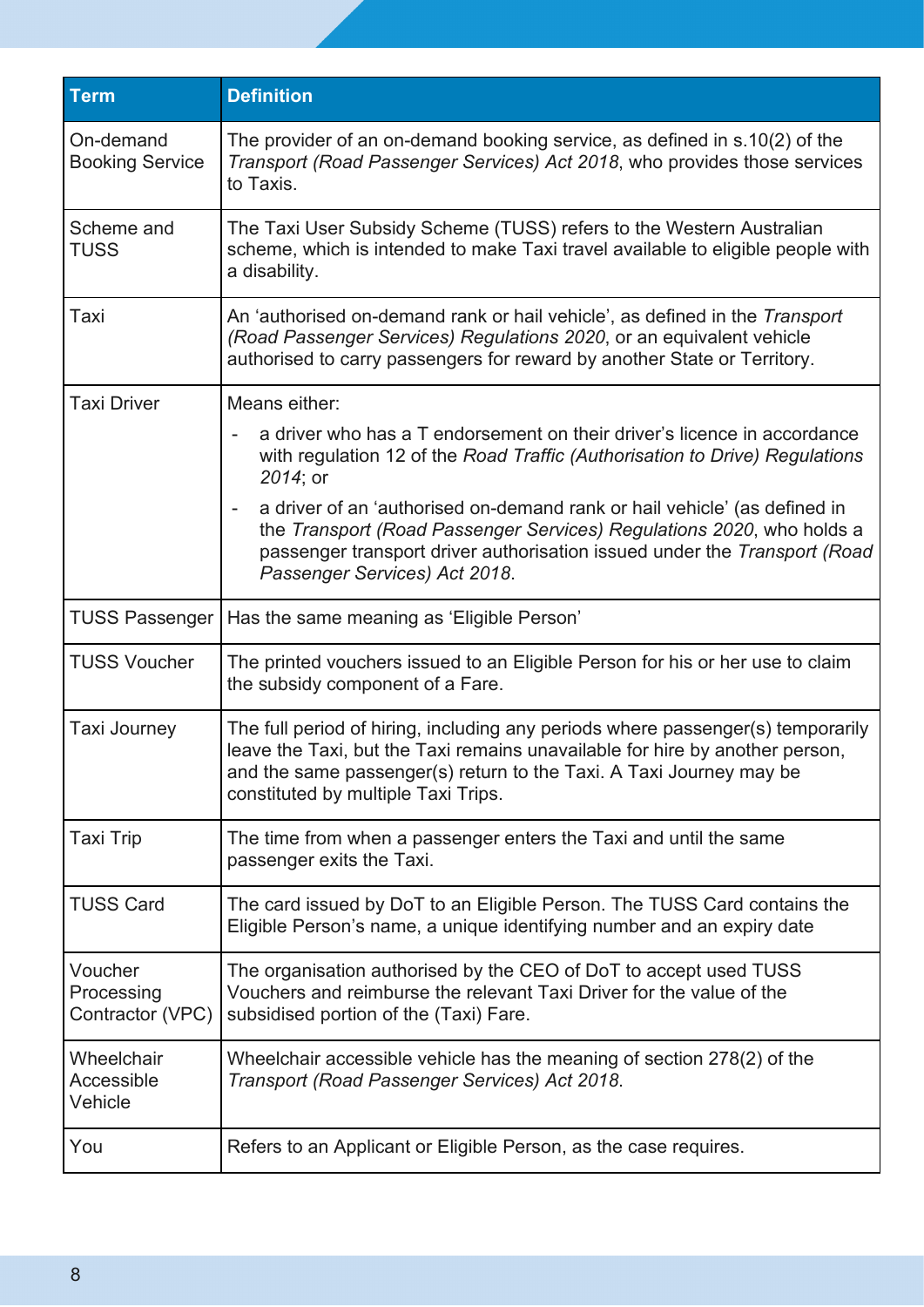| Term | Definition |
|---|---|
| On-demand Booking Service | The provider of an on-demand booking service, as defined in s.10(2) of the *Transport (Road Passenger Services) Act 2018*, who provides those services to Taxis. |
| Scheme and TUSS | The Taxi User Subsidy Scheme (TUSS) refers to the Western Australian scheme, which is intended to make Taxi travel available to eligible people with a disability. |
| Taxi | An 'authorised on-demand rank or hail vehicle', as defined in the *Transport (Road Passenger Services) Regulations 2020*, or an equivalent vehicle authorised to carry passengers for reward by another State or Territory. |
| Taxi Driver | Means either:<br>- a driver who has a T endorsement on their driver's licence in accordance with regulation 12 of the *Road Traffic (Authorisation to Drive) Regulations 2014*; or<br>- a driver of an 'authorised on-demand rank or hail vehicle' (as defined in the *Transport (Road Passenger Services) Regulations 2020*, who holds a passenger transport driver authorisation issued under the *Transport (Road Passenger Services) Act 2018*. |
| TUSS Passenger | Has the same meaning as 'Eligible Person' |
| TUSS Voucher | The printed vouchers issued to an Eligible Person for his or her use to claim the subsidy component of a Fare. |
| Taxi Journey | The full period of hiring, including any periods where passenger(s) temporarily leave the Taxi, but the Taxi remains unavailable for hire by another person, and the same passenger(s) return to the Taxi. A Taxi Journey may be constituted by multiple Taxi Trips. |
| Taxi Trip | The time from when a passenger enters the Taxi and until the same passenger exits the Taxi. |
| TUSS Card | The card issued by DoT to an Eligible Person. The TUSS Card contains the Eligible Person's name, a unique identifying number and an expiry date |
| Voucher Processing Contractor (VPC) | The organisation authorised by the CEO of DoT to accept used TUSS Vouchers and reimburse the relevant Taxi Driver for the value of the subsidised portion of the (Taxi) Fare. |
| Wheelchair Accessible Vehicle | Wheelchair accessible vehicle has the meaning of section 278(2) of the *Transport (Road Passenger Services) Act 2018*. |
| You | Refers to an Applicant or Eligible Person, as the case requires. |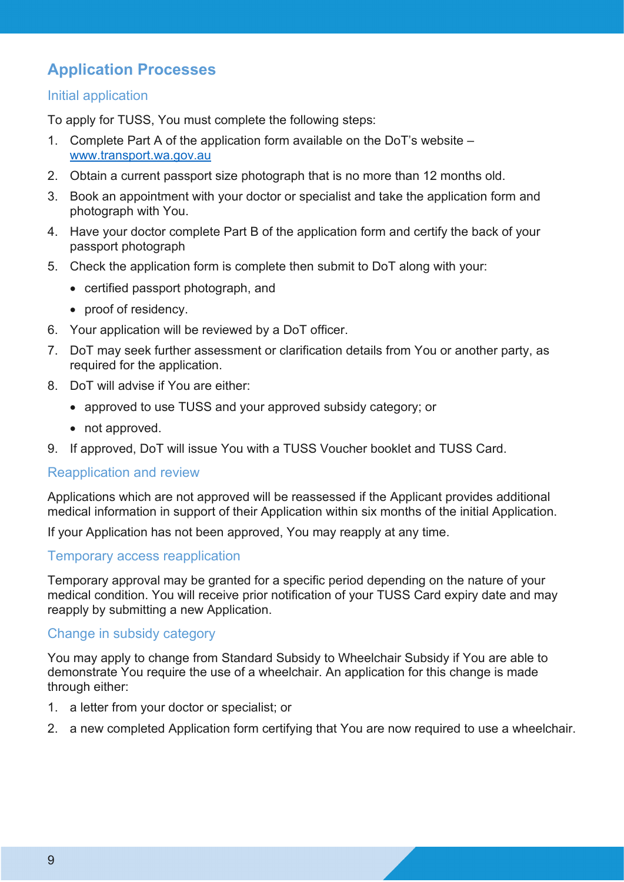## Application Processes

### Initial application

To apply for TUSS, You must complete the following steps:

1. Complete Part A of the application form available on the DoT's website – www.transport.wa.gov.au
2. Obtain a current passport size photograph that is no more than 12 months old.
3. Book an appointment with your doctor or specialist and take the application form and photograph with You.
4. Have your doctor complete Part B of the application form and certify the back of your passport photograph
5. Check the application form is complete then submit to DoT along with your:
   - certified passport photograph, and
   - proof of residency.
6. Your application will be reviewed by a DoT officer.
7. DoT may seek further assessment or clarification details from You or another party, as required for the application.
8. DoT will advise if You are either:
   - approved to use TUSS and your approved subsidy category; or
   - not approved.
9. If approved, DoT will issue You with a TUSS Voucher booklet and TUSS Card.

### Reapplication and review

Applications which are not approved will be reassessed if the Applicant provides additional medical information in support of their Application within six months of the initial Application.

If your Application has not been approved, You may reapply at any time.

### Temporary access reapplication

Temporary approval may be granted for a specific period depending on the nature of your medical condition. You will receive prior notification of your TUSS Card expiry date and may reapply by submitting a new Application.

### Change in subsidy category

You may apply to change from Standard Subsidy to Wheelchair Subsidy if You are able to demonstrate You require the use of a wheelchair. An application for this change is made through either:

1. a letter from your doctor or specialist; or
2. a new completed Application form certifying that You are now required to use a wheelchair.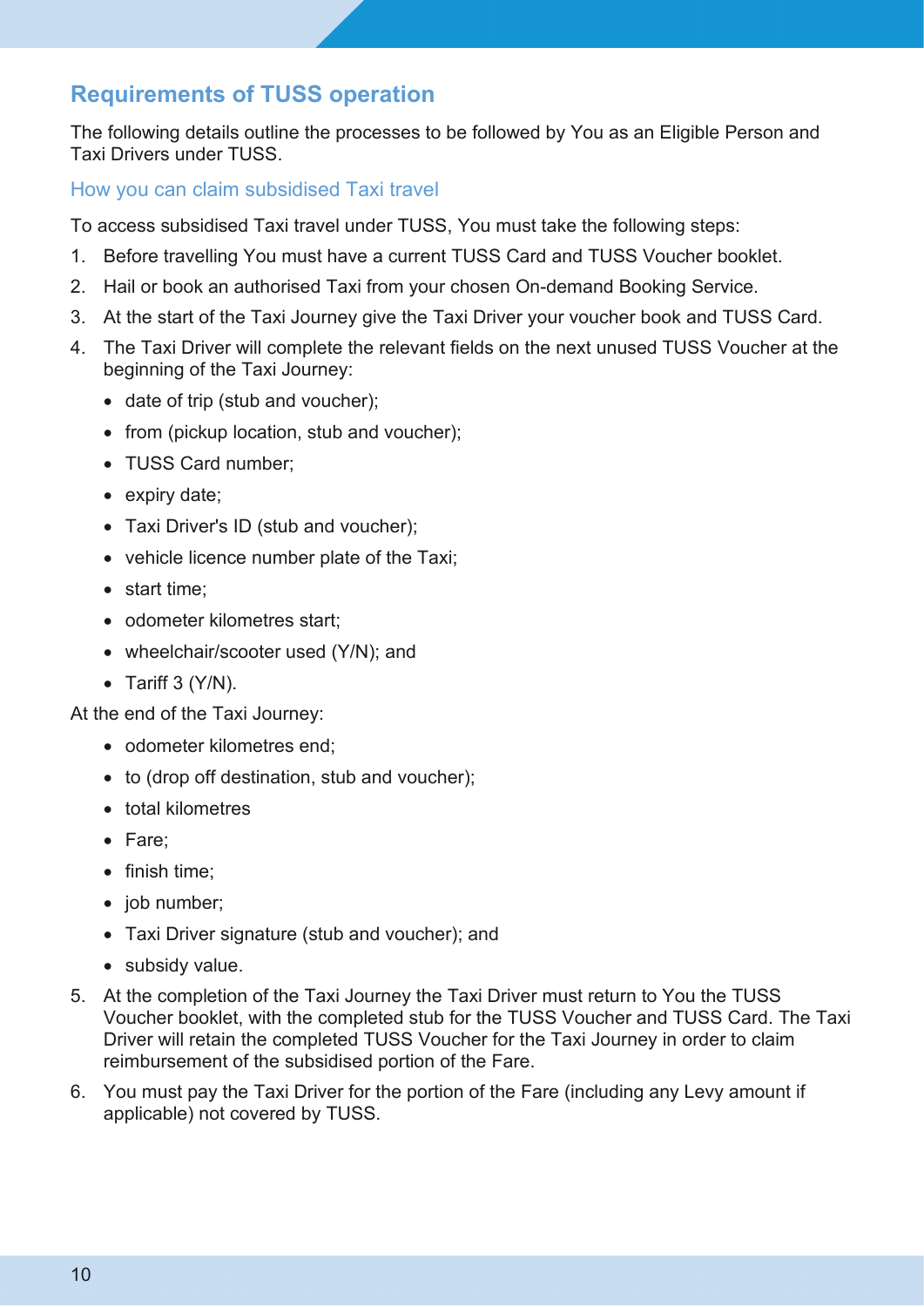## Requirements of TUSS operation

The following details outline the processes to be followed by You as an Eligible Person and Taxi Drivers under TUSS.

### How you can claim subsidised Taxi travel

To access subsidised Taxi travel under TUSS, You must take the following steps:

1. Before travelling You must have a current TUSS Card and TUSS Voucher booklet.
2. Hail or book an authorised Taxi from your chosen On-demand Booking Service.
3. At the start of the Taxi Journey give the Taxi Driver your voucher book and TUSS Card.
4. The Taxi Driver will complete the relevant fields on the next unused TUSS Voucher at the beginning of the Taxi Journey:
   - date of trip (stub and voucher);
   - from (pickup location, stub and voucher);
   - TUSS Card number;
   - expiry date;
   - Taxi Driver's ID (stub and voucher);
   - vehicle licence number plate of the Taxi;
   - start time;
   - odometer kilometres start;
   - wheelchair/scooter used (Y/N); and
   - Tariff 3 (Y/N).

   At the end of the Taxi Journey:

   - odometer kilometres end;
   - to (drop off destination, stub and voucher);
   - total kilometres
   - Fare;
   - finish time;
   - job number;
   - Taxi Driver signature (stub and voucher); and
   - subsidy value.
5. At the completion of the Taxi Journey the Taxi Driver must return to You the TUSS Voucher booklet, with the completed stub for the TUSS Voucher and TUSS Card. The Taxi Driver will retain the completed TUSS Voucher for the Taxi Journey in order to claim reimbursement of the subsidised portion of the Fare.
6. You must pay the Taxi Driver for the portion of the Fare (including any Levy amount if applicable) not covered by TUSS.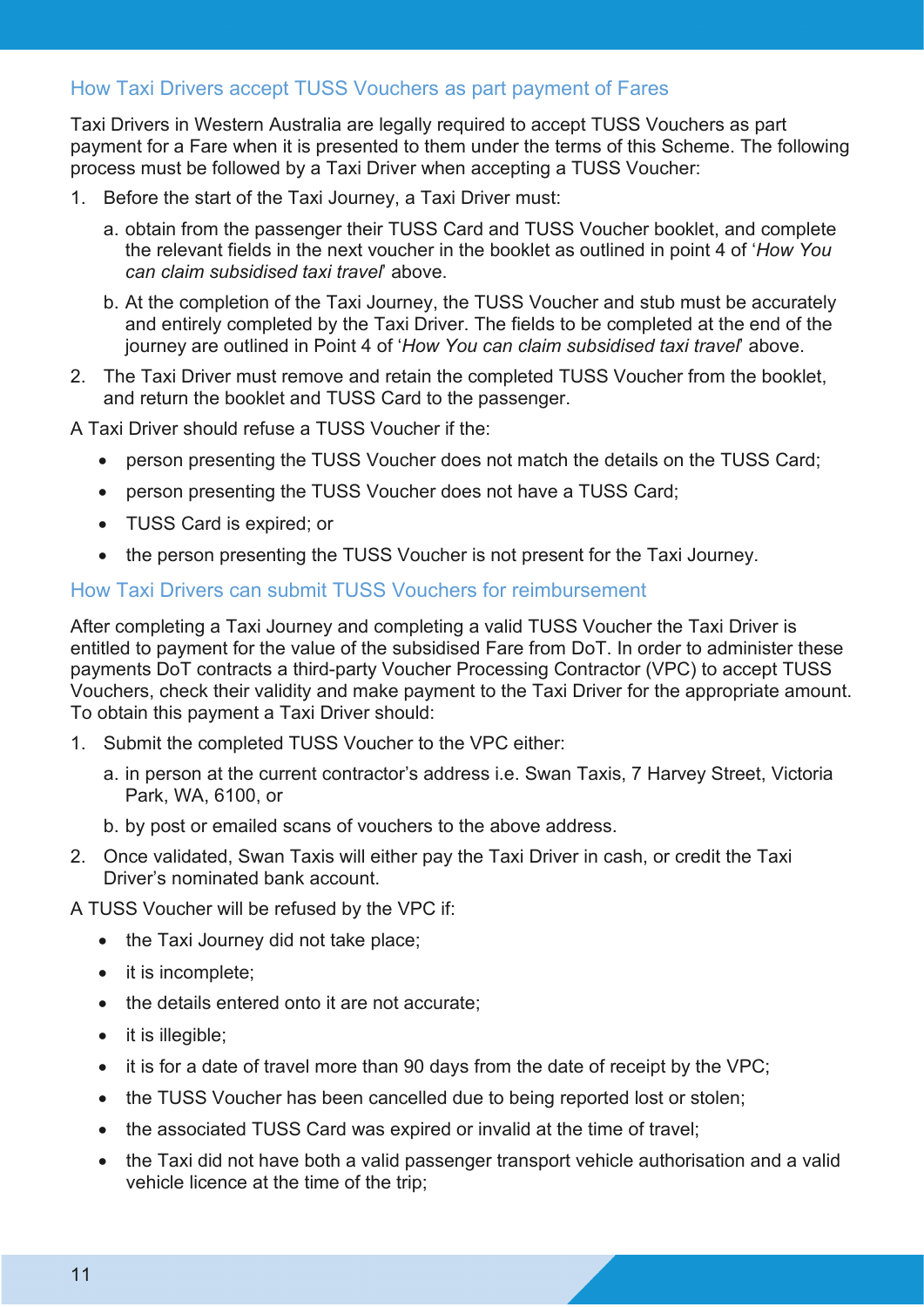## How Taxi Drivers accept TUSS Vouchers as part payment of Fares

Taxi Drivers in Western Australia are legally required to accept TUSS Vouchers as part payment for a Fare when it is presented to them under the terms of this Scheme. The following process must be followed by a Taxi Driver when accepting a TUSS Voucher:

1. Before the start of the Taxi Journey, a Taxi Driver must:
   a. obtain from the passenger their TUSS Card and TUSS Voucher booklet, and complete the relevant fields in the next voucher in the booklet as outlined in point 4 of '*How You can claim subsidised taxi travel*' above.
   b. At the completion of the Taxi Journey, the TUSS Voucher and stub must be accurately and entirely completed by the Taxi Driver. The fields to be completed at the end of the journey are outlined in Point 4 of '*How You can claim subsidised taxi travel*' above.
2. The Taxi Driver must remove and retain the completed TUSS Voucher from the booklet, and return the booklet and TUSS Card to the passenger.

A Taxi Driver should refuse a TUSS Voucher if the:

- person presenting the TUSS Voucher does not match the details on the TUSS Card;
- person presenting the TUSS Voucher does not have a TUSS Card;
- TUSS Card is expired; or
- the person presenting the TUSS Voucher is not present for the Taxi Journey.

## How Taxi Drivers can submit TUSS Vouchers for reimbursement

After completing a Taxi Journey and completing a valid TUSS Voucher the Taxi Driver is entitled to payment for the value of the subsidised Fare from DoT. In order to administer these payments DoT contracts a third-party Voucher Processing Contractor (VPC) to accept TUSS Vouchers, check their validity and make payment to the Taxi Driver for the appropriate amount. To obtain this payment a Taxi Driver should:

1. Submit the completed TUSS Voucher to the VPC either:
   a. in person at the current contractor's address i.e. Swan Taxis, 7 Harvey Street, Victoria Park, WA, 6100, or
   b. by post or emailed scans of vouchers to the above address.
2. Once validated, Swan Taxis will either pay the Taxi Driver in cash, or credit the Taxi Driver's nominated bank account.

A TUSS Voucher will be refused by the VPC if:

- the Taxi Journey did not take place;
- it is incomplete;
- the details entered onto it are not accurate;
- it is illegible;
- it is for a date of travel more than 90 days from the date of receipt by the VPC;
- the TUSS Voucher has been cancelled due to being reported lost or stolen;
- the associated TUSS Card was expired or invalid at the time of travel;
- the Taxi did not have both a valid passenger transport vehicle authorisation and a valid vehicle licence at the time of the trip;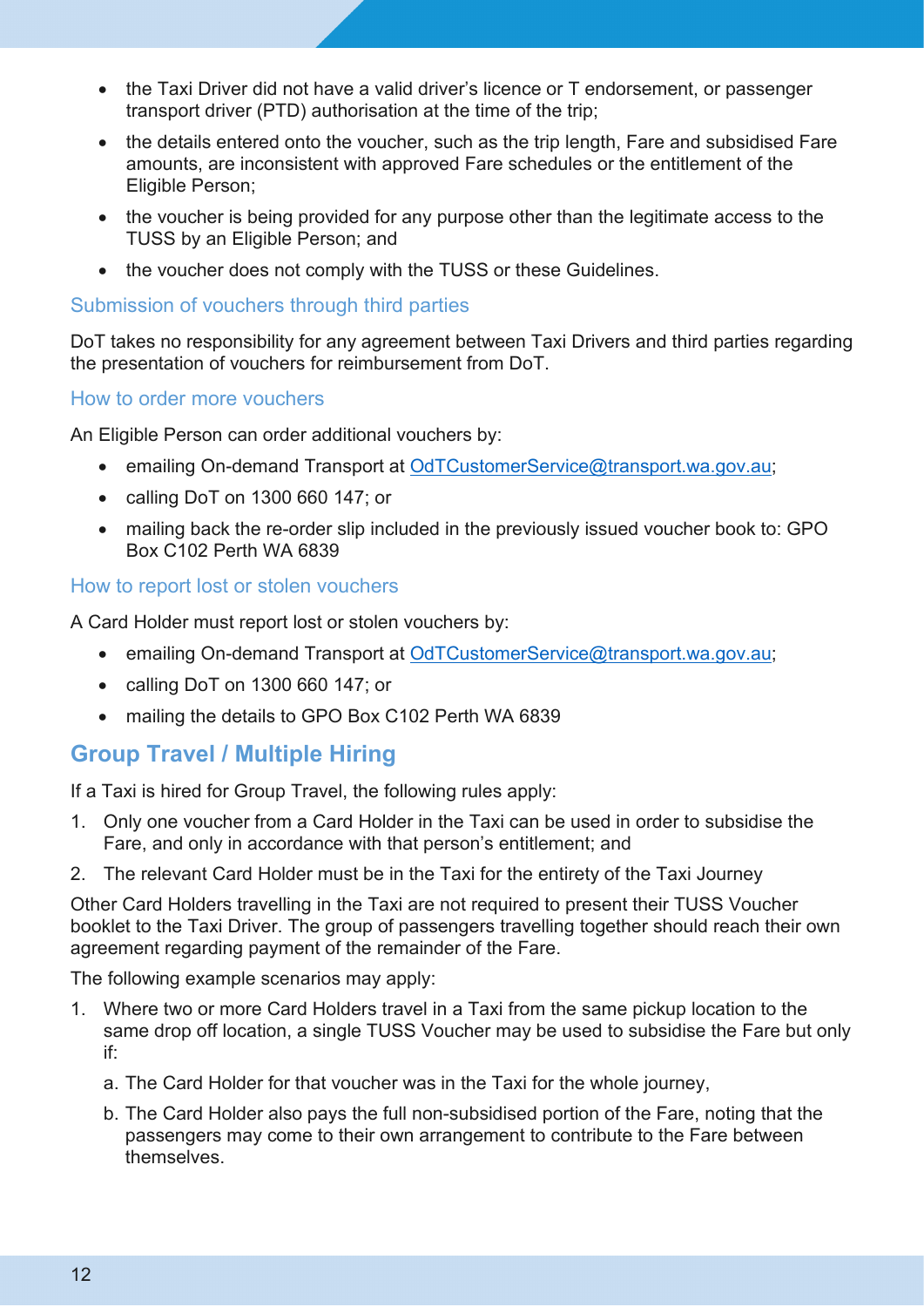- the Taxi Driver did not have a valid driver's licence or T endorsement, or passenger transport driver (PTD) authorisation at the time of the trip;
- the details entered onto the voucher, such as the trip length, Fare and subsidised Fare amounts, are inconsistent with approved Fare schedules or the entitlement of the Eligible Person;
- the voucher is being provided for any purpose other than the legitimate access to the TUSS by an Eligible Person; and
- the voucher does not comply with the TUSS or these Guidelines.

### Submission of vouchers through third parties

DoT takes no responsibility for any agreement between Taxi Drivers and third parties regarding the presentation of vouchers for reimbursement from DoT.

### How to order more vouchers

An Eligible Person can order additional vouchers by:

- emailing On-demand Transport at OdTCustomerService@transport.wa.gov.au;
- calling DoT on 1300 660 147; or
- mailing back the re-order slip included in the previously issued voucher book to: GPO Box C102 Perth WA 6839

### How to report lost or stolen vouchers

A Card Holder must report lost or stolen vouchers by:

- emailing On-demand Transport at OdTCustomerService@transport.wa.gov.au;
- calling DoT on 1300 660 147; or
- mailing the details to GPO Box C102 Perth WA 6839

## Group Travel / Multiple Hiring

If a Taxi is hired for Group Travel, the following rules apply:

1. Only one voucher from a Card Holder in the Taxi can be used in order to subsidise the Fare, and only in accordance with that person's entitlement; and
2. The relevant Card Holder must be in the Taxi for the entirety of the Taxi Journey

Other Card Holders travelling in the Taxi are not required to present their TUSS Voucher booklet to the Taxi Driver. The group of passengers travelling together should reach their own agreement regarding payment of the remainder of the Fare.

The following example scenarios may apply:

1. Where two or more Card Holders travel in a Taxi from the same pickup location to the same drop off location, a single TUSS Voucher may be used to subsidise the Fare but only if:

   a. The Card Holder for that voucher was in the Taxi for the whole journey,

   b. The Card Holder also pays the full non-subsidised portion of the Fare, noting that the passengers may come to their own arrangement to contribute to the Fare between themselves.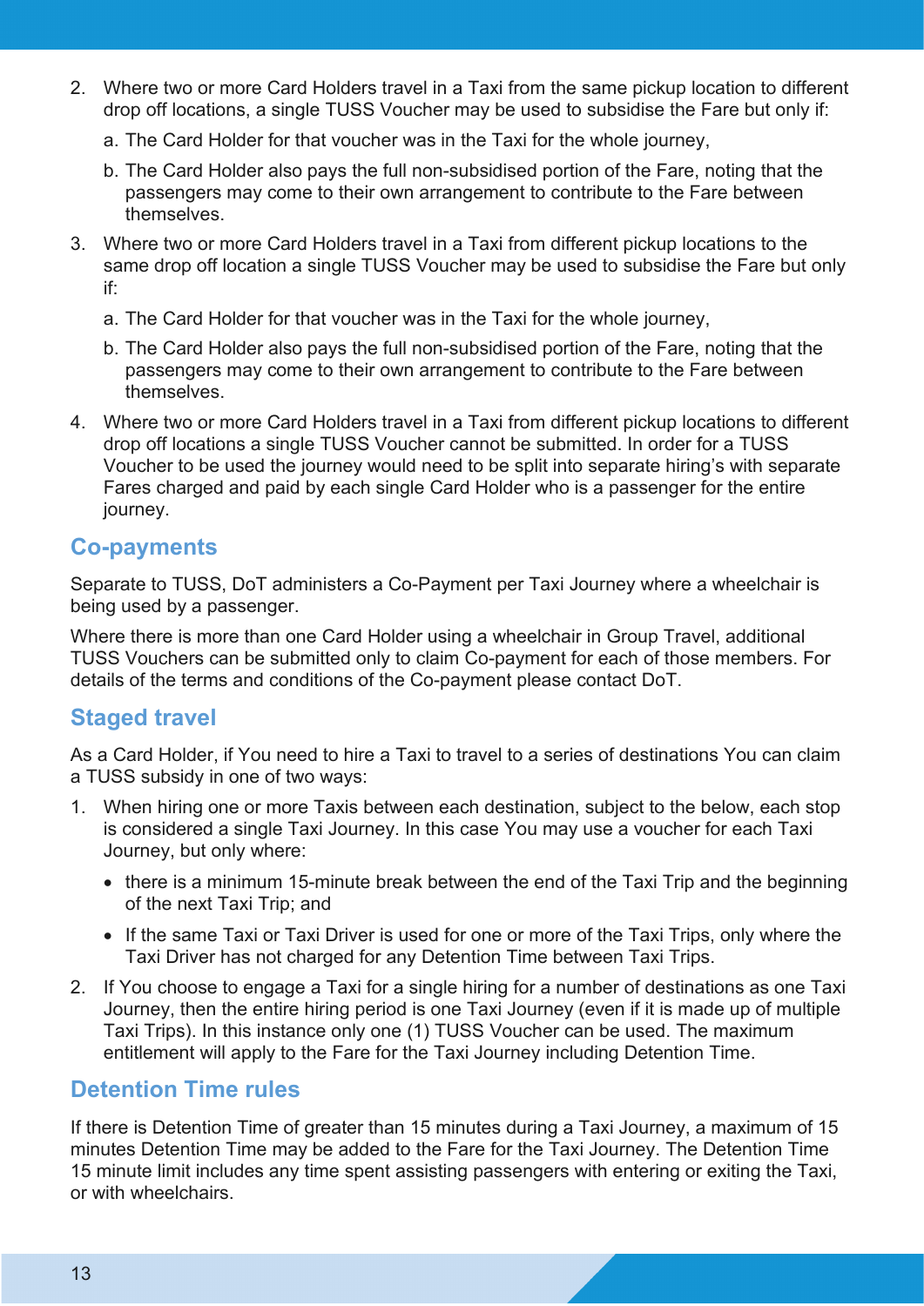2. Where two or more Card Holders travel in a Taxi from the same pickup location to different drop off locations, a single TUSS Voucher may be used to subsidise the Fare but only if:

   a. The Card Holder for that voucher was in the Taxi for the whole journey,

   b. The Card Holder also pays the full non-subsidised portion of the Fare, noting that the passengers may come to their own arrangement to contribute to the Fare between themselves.

3. Where two or more Card Holders travel in a Taxi from different pickup locations to the same drop off location a single TUSS Voucher may be used to subsidise the Fare but only if:

   a. The Card Holder for that voucher was in the Taxi for the whole journey,

   b. The Card Holder also pays the full non-subsidised portion of the Fare, noting that the passengers may come to their own arrangement to contribute to the Fare between themselves.

4. Where two or more Card Holders travel in a Taxi from different pickup locations to different drop off locations a single TUSS Voucher cannot be submitted. In order for a TUSS Voucher to be used the journey would need to be split into separate hiring's with separate Fares charged and paid by each single Card Holder who is a passenger for the entire journey.

## Co-payments

Separate to TUSS, DoT administers a Co-Payment per Taxi Journey where a wheelchair is being used by a passenger.

Where there is more than one Card Holder using a wheelchair in Group Travel, additional TUSS Vouchers can be submitted only to claim Co-payment for each of those members. For details of the terms and conditions of the Co-payment please contact DoT.

## Staged travel

As a Card Holder, if You need to hire a Taxi to travel to a series of destinations You can claim a TUSS subsidy in one of two ways:

1. When hiring one or more Taxis between each destination, subject to the below, each stop is considered a single Taxi Journey. In this case You may use a voucher for each Taxi Journey, but only where:

   - there is a minimum 15-minute break between the end of the Taxi Trip and the beginning of the next Taxi Trip; and
   - If the same Taxi or Taxi Driver is used for one or more of the Taxi Trips, only where the Taxi Driver has not charged for any Detention Time between Taxi Trips.

2. If You choose to engage a Taxi for a single hiring for a number of destinations as one Taxi Journey, then the entire hiring period is one Taxi Journey (even if it is made up of multiple Taxi Trips). In this instance only one (1) TUSS Voucher can be used. The maximum entitlement will apply to the Fare for the Taxi Journey including Detention Time.

## Detention Time rules

If there is Detention Time of greater than 15 minutes during a Taxi Journey, a maximum of 15 minutes Detention Time may be added to the Fare for the Taxi Journey. The Detention Time 15 minute limit includes any time spent assisting passengers with entering or exiting the Taxi, or with wheelchairs.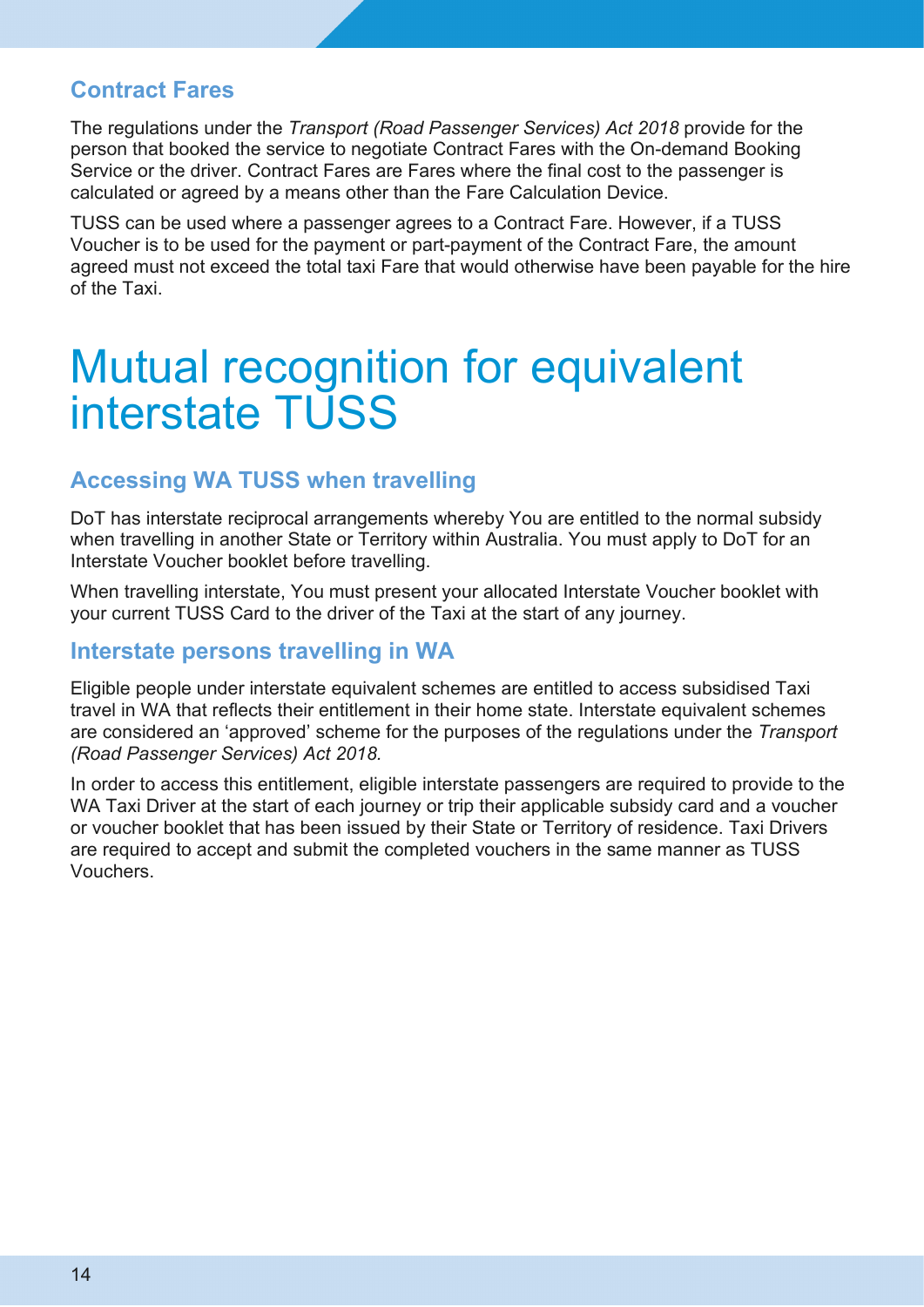### Contract Fares

The regulations under the *Transport (Road Passenger Services) Act 2018* provide for the person that booked the service to negotiate Contract Fares with the On-demand Booking Service or the driver. Contract Fares are Fares where the final cost to the passenger is calculated or agreed by a means other than the Fare Calculation Device.

TUSS can be used where a passenger agrees to a Contract Fare. However, if a TUSS Voucher is to be used for the payment or part-payment of the Contract Fare, the amount agreed must not exceed the total taxi Fare that would otherwise have been payable for the hire of the Taxi.

# Mutual recognition for equivalent interstate TUSS

### Accessing WA TUSS when travelling

DoT has interstate reciprocal arrangements whereby You are entitled to the normal subsidy when travelling in another State or Territory within Australia. You must apply to DoT for an Interstate Voucher booklet before travelling.

When travelling interstate, You must present your allocated Interstate Voucher booklet with your current TUSS Card to the driver of the Taxi at the start of any journey.

### Interstate persons travelling in WA

Eligible people under interstate equivalent schemes are entitled to access subsidised Taxi travel in WA that reflects their entitlement in their home state. Interstate equivalent schemes are considered an 'approved' scheme for the purposes of the regulations under the *Transport (Road Passenger Services) Act 2018*.

In order to access this entitlement, eligible interstate passengers are required to provide to the WA Taxi Driver at the start of each journey or trip their applicable subsidy card and a voucher or voucher booklet that has been issued by their State or Territory of residence. Taxi Drivers are required to accept and submit the completed vouchers in the same manner as TUSS Vouchers.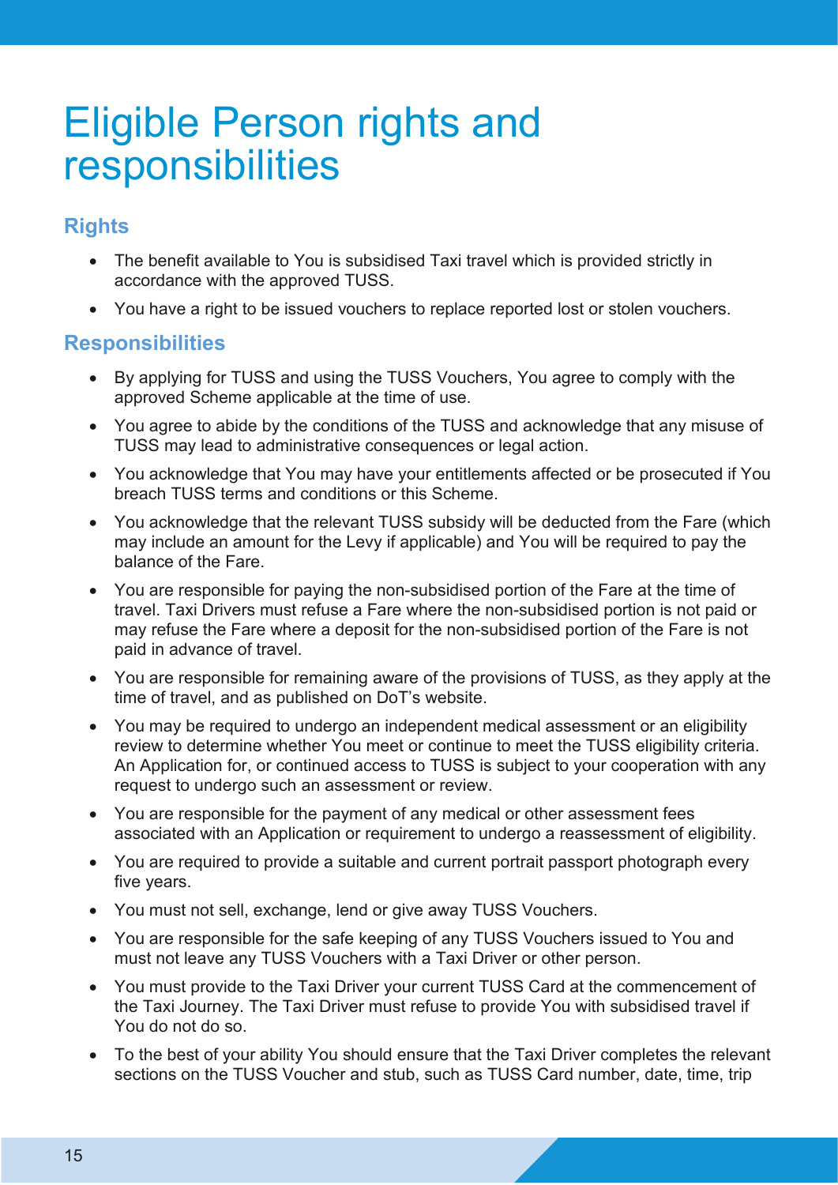# Eligible Person rights and responsibilities

## Rights

- The benefit available to You is subsidised Taxi travel which is provided strictly in accordance with the approved TUSS.
- You have a right to be issued vouchers to replace reported lost or stolen vouchers.

## Responsibilities

- By applying for TUSS and using the TUSS Vouchers, You agree to comply with the approved Scheme applicable at the time of use.
- You agree to abide by the conditions of the TUSS and acknowledge that any misuse of TUSS may lead to administrative consequences or legal action.
- You acknowledge that You may have your entitlements affected or be prosecuted if You breach TUSS terms and conditions or this Scheme.
- You acknowledge that the relevant TUSS subsidy will be deducted from the Fare (which may include an amount for the Levy if applicable) and You will be required to pay the balance of the Fare.
- You are responsible for paying the non-subsidised portion of the Fare at the time of travel. Taxi Drivers must refuse a Fare where the non-subsidised portion is not paid or may refuse the Fare where a deposit for the non-subsidised portion of the Fare is not paid in advance of travel.
- You are responsible for remaining aware of the provisions of TUSS, as they apply at the time of travel, and as published on DoT's website.
- You may be required to undergo an independent medical assessment or an eligibility review to determine whether You meet or continue to meet the TUSS eligibility criteria. An Application for, or continued access to TUSS is subject to your cooperation with any request to undergo such an assessment or review.
- You are responsible for the payment of any medical or other assessment fees associated with an Application or requirement to undergo a reassessment of eligibility.
- You are required to provide a suitable and current portrait passport photograph every five years.
- You must not sell, exchange, lend or give away TUSS Vouchers.
- You are responsible for the safe keeping of any TUSS Vouchers issued to You and must not leave any TUSS Vouchers with a Taxi Driver or other person.
- You must provide to the Taxi Driver your current TUSS Card at the commencement of the Taxi Journey. The Taxi Driver must refuse to provide You with subsidised travel if You do not do so.
- To the best of your ability You should ensure that the Taxi Driver completes the relevant sections on the TUSS Voucher and stub, such as TUSS Card number, date, time, trip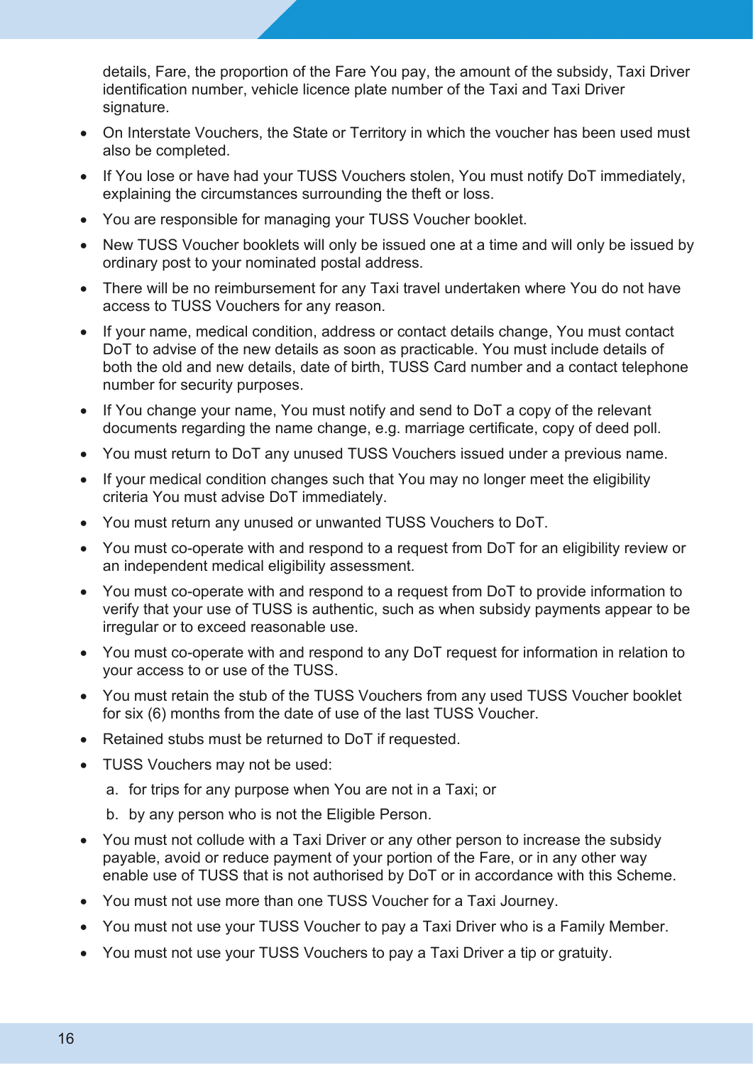details, Fare, the proportion of the Fare You pay, the amount of the subsidy, Taxi Driver identification number, vehicle licence plate number of the Taxi and Taxi Driver signature.

- On Interstate Vouchers, the State or Territory in which the voucher has been used must also be completed.
- If You lose or have had your TUSS Vouchers stolen, You must notify DoT immediately, explaining the circumstances surrounding the theft or loss.
- You are responsible for managing your TUSS Voucher booklet.
- New TUSS Voucher booklets will only be issued one at a time and will only be issued by ordinary post to your nominated postal address.
- There will be no reimbursement for any Taxi travel undertaken where You do not have access to TUSS Vouchers for any reason.
- If your name, medical condition, address or contact details change, You must contact DoT to advise of the new details as soon as practicable. You must include details of both the old and new details, date of birth, TUSS Card number and a contact telephone number for security purposes.
- If You change your name, You must notify and send to DoT a copy of the relevant documents regarding the name change, e.g. marriage certificate, copy of deed poll.
- You must return to DoT any unused TUSS Vouchers issued under a previous name.
- If your medical condition changes such that You may no longer meet the eligibility criteria You must advise DoT immediately.
- You must return any unused or unwanted TUSS Vouchers to DoT.
- You must co-operate with and respond to a request from DoT for an eligibility review or an independent medical eligibility assessment.
- You must co-operate with and respond to a request from DoT to provide information to verify that your use of TUSS is authentic, such as when subsidy payments appear to be irregular or to exceed reasonable use.
- You must co-operate with and respond to any DoT request for information in relation to your access to or use of the TUSS.
- You must retain the stub of the TUSS Vouchers from any used TUSS Voucher booklet for six (6) months from the date of use of the last TUSS Voucher.
- Retained stubs must be returned to DoT if requested.
- TUSS Vouchers may not be used:
  a. for trips for any purpose when You are not in a Taxi; or
  b. by any person who is not the Eligible Person.
- You must not collude with a Taxi Driver or any other person to increase the subsidy payable, avoid or reduce payment of your portion of the Fare, or in any other way enable use of TUSS that is not authorised by DoT or in accordance with this Scheme.
- You must not use more than one TUSS Voucher for a Taxi Journey.
- You must not use your TUSS Voucher to pay a Taxi Driver who is a Family Member.
- You must not use your TUSS Vouchers to pay a Taxi Driver a tip or gratuity.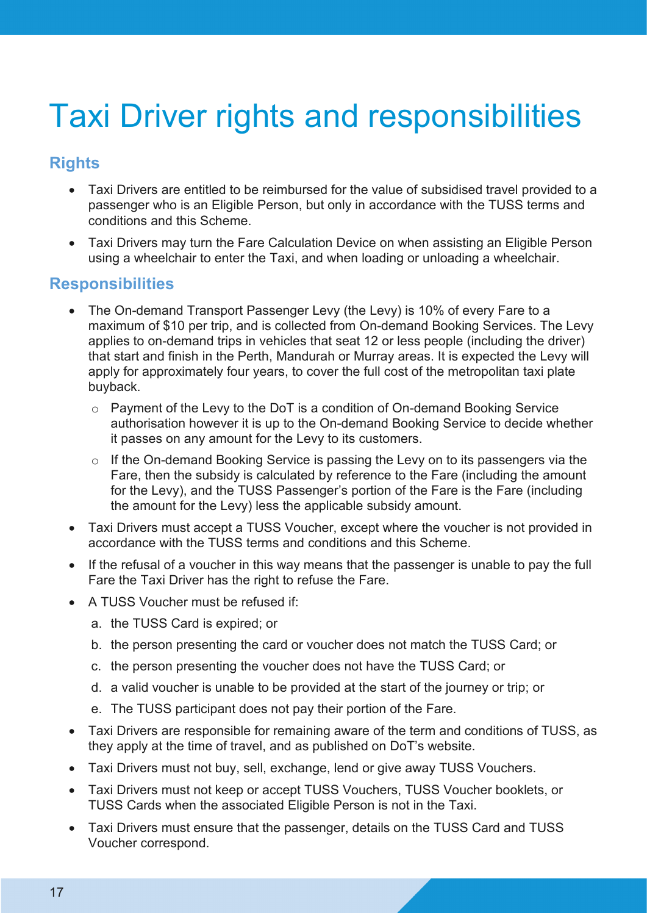# Taxi Driver rights and responsibilities

## Rights

- Taxi Drivers are entitled to be reimbursed for the value of subsidised travel provided to a passenger who is an Eligible Person, but only in accordance with the TUSS terms and conditions and this Scheme.
- Taxi Drivers may turn the Fare Calculation Device on when assisting an Eligible Person using a wheelchair to enter the Taxi, and when loading or unloading a wheelchair.

## Responsibilities

- The On-demand Transport Passenger Levy (the Levy) is 10% of every Fare to a maximum of $10 per trip, and is collected from On-demand Booking Services. The Levy applies to on-demand trips in vehicles that seat 12 or less people (including the driver) that start and finish in the Perth, Mandurah or Murray areas. It is expected the Levy will apply for approximately four years, to cover the full cost of the metropolitan taxi plate buyback.
  - Payment of the Levy to the DoT is a condition of On-demand Booking Service authorisation however it is up to the On-demand Booking Service to decide whether it passes on any amount for the Levy to its customers.
  - If the On-demand Booking Service is passing the Levy on to its passengers via the Fare, then the subsidy is calculated by reference to the Fare (including the amount for the Levy), and the TUSS Passenger's portion of the Fare is the Fare (including the amount for the Levy) less the applicable subsidy amount.
- Taxi Drivers must accept a TUSS Voucher, except where the voucher is not provided in accordance with the TUSS terms and conditions and this Scheme.
- If the refusal of a voucher in this way means that the passenger is unable to pay the full Fare the Taxi Driver has the right to refuse the Fare.
- A TUSS Voucher must be refused if:
  a. the TUSS Card is expired; or
  b. the person presenting the card or voucher does not match the TUSS Card; or
  c. the person presenting the voucher does not have the TUSS Card; or
  d. a valid voucher is unable to be provided at the start of the journey or trip; or
  e. The TUSS participant does not pay their portion of the Fare.
- Taxi Drivers are responsible for remaining aware of the term and conditions of TUSS, as they apply at the time of travel, and as published on DoT's website.
- Taxi Drivers must not buy, sell, exchange, lend or give away TUSS Vouchers.
- Taxi Drivers must not keep or accept TUSS Vouchers, TUSS Voucher booklets, or TUSS Cards when the associated Eligible Person is not in the Taxi.
- Taxi Drivers must ensure that the passenger, details on the TUSS Card and TUSS Voucher correspond.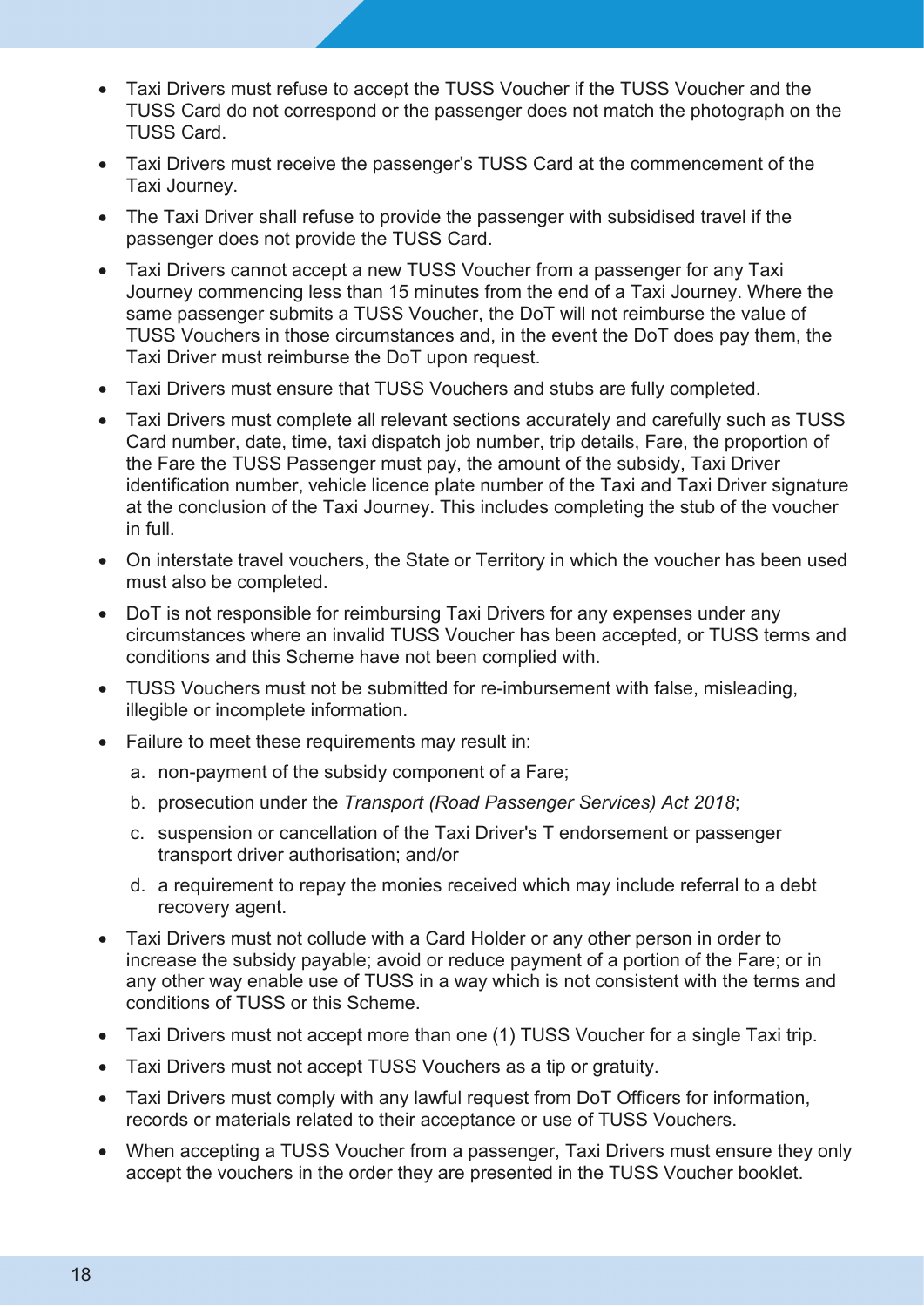- Taxi Drivers must refuse to accept the TUSS Voucher if the TUSS Voucher and the TUSS Card do not correspond or the passenger does not match the photograph on the TUSS Card.
- Taxi Drivers must receive the passenger's TUSS Card at the commencement of the Taxi Journey.
- The Taxi Driver shall refuse to provide the passenger with subsidised travel if the passenger does not provide the TUSS Card.
- Taxi Drivers cannot accept a new TUSS Voucher from a passenger for any Taxi Journey commencing less than 15 minutes from the end of a Taxi Journey. Where the same passenger submits a TUSS Voucher, the DoT will not reimburse the value of TUSS Vouchers in those circumstances and, in the event the DoT does pay them, the Taxi Driver must reimburse the DoT upon request.
- Taxi Drivers must ensure that TUSS Vouchers and stubs are fully completed.
- Taxi Drivers must complete all relevant sections accurately and carefully such as TUSS Card number, date, time, taxi dispatch job number, trip details, Fare, the proportion of the Fare the TUSS Passenger must pay, the amount of the subsidy, Taxi Driver identification number, vehicle licence plate number of the Taxi and Taxi Driver signature at the conclusion of the Taxi Journey. This includes completing the stub of the voucher in full.
- On interstate travel vouchers, the State or Territory in which the voucher has been used must also be completed.
- DoT is not responsible for reimbursing Taxi Drivers for any expenses under any circumstances where an invalid TUSS Voucher has been accepted, or TUSS terms and conditions and this Scheme have not been complied with.
- TUSS Vouchers must not be submitted for re-imbursement with false, misleading, illegible or incomplete information.
- Failure to meet these requirements may result in:
  a. non-payment of the subsidy component of a Fare;
  b. prosecution under the *Transport (Road Passenger Services) Act 2018*;
  c. suspension or cancellation of the Taxi Driver's T endorsement or passenger transport driver authorisation; and/or
  d. a requirement to repay the monies received which may include referral to a debt recovery agent.
- Taxi Drivers must not collude with a Card Holder or any other person in order to increase the subsidy payable; avoid or reduce payment of a portion of the Fare; or in any other way enable use of TUSS in a way which is not consistent with the terms and conditions of TUSS or this Scheme.
- Taxi Drivers must not accept more than one (1) TUSS Voucher for a single Taxi trip.
- Taxi Drivers must not accept TUSS Vouchers as a tip or gratuity.
- Taxi Drivers must comply with any lawful request from DoT Officers for information, records or materials related to their acceptance or use of TUSS Vouchers.
- When accepting a TUSS Voucher from a passenger, Taxi Drivers must ensure they only accept the vouchers in the order they are presented in the TUSS Voucher booklet.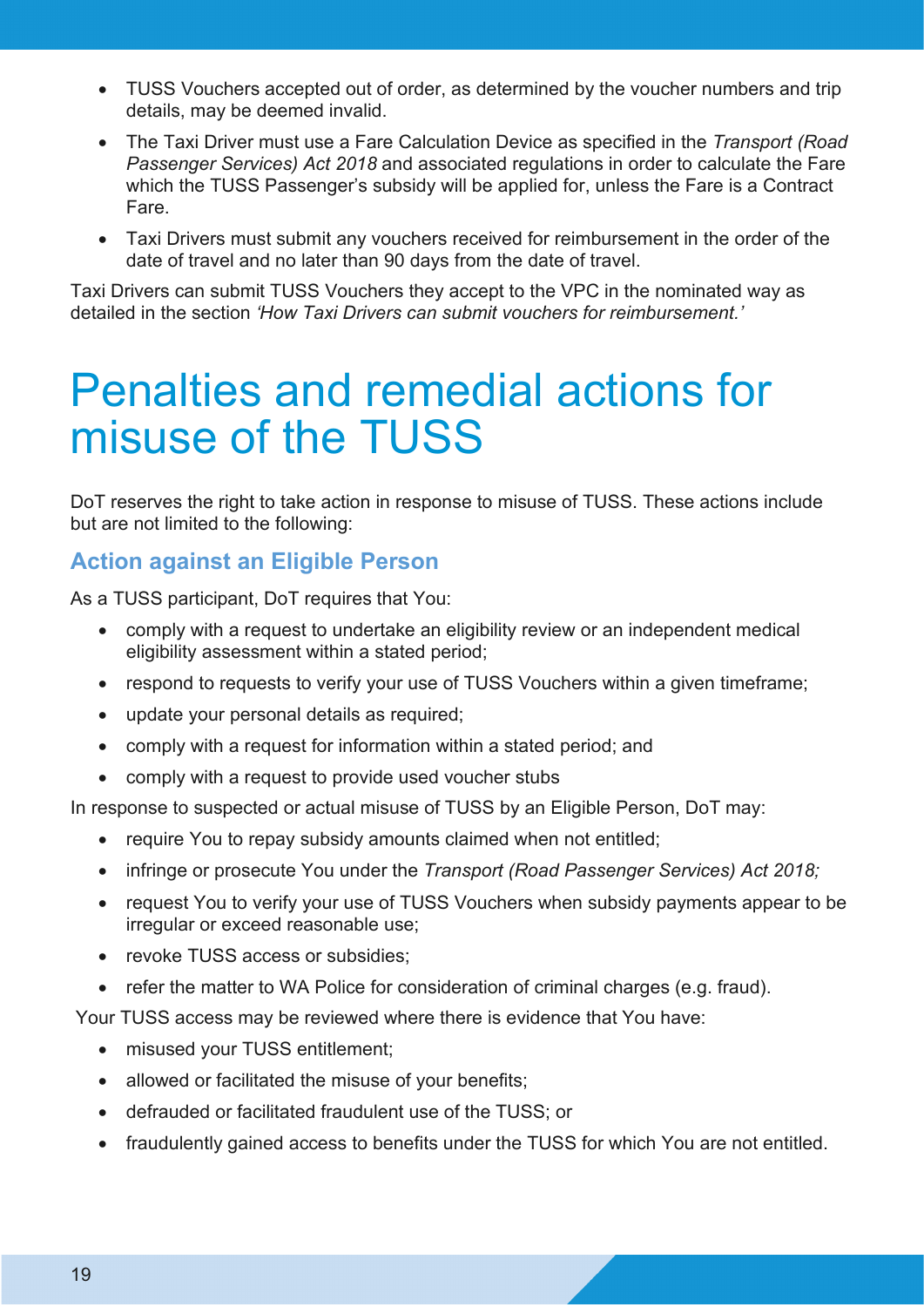- TUSS Vouchers accepted out of order, as determined by the voucher numbers and trip details, may be deemed invalid.
- The Taxi Driver must use a Fare Calculation Device as specified in the *Transport (Road Passenger Services) Act 2018* and associated regulations in order to calculate the Fare which the TUSS Passenger's subsidy will be applied for, unless the Fare is a Contract Fare.
- Taxi Drivers must submit any vouchers received for reimbursement in the order of the date of travel and no later than 90 days from the date of travel.

Taxi Drivers can submit TUSS Vouchers they accept to the VPC in the nominated way as detailed in the section *'How Taxi Drivers can submit vouchers for reimbursement.'*

# Penalties and remedial actions for misuse of the TUSS

DoT reserves the right to take action in response to misuse of TUSS. These actions include but are not limited to the following:

## Action against an Eligible Person

As a TUSS participant, DoT requires that You:

- comply with a request to undertake an eligibility review or an independent medical eligibility assessment within a stated period;
- respond to requests to verify your use of TUSS Vouchers within a given timeframe;
- update your personal details as required;
- comply with a request for information within a stated period; and
- comply with a request to provide used voucher stubs

In response to suspected or actual misuse of TUSS by an Eligible Person, DoT may:

- require You to repay subsidy amounts claimed when not entitled;
- infringe or prosecute You under the *Transport (Road Passenger Services) Act 2018;*
- request You to verify your use of TUSS Vouchers when subsidy payments appear to be irregular or exceed reasonable use;
- revoke TUSS access or subsidies;
- refer the matter to WA Police for consideration of criminal charges (e.g. fraud).

Your TUSS access may be reviewed where there is evidence that You have:

- misused your TUSS entitlement;
- allowed or facilitated the misuse of your benefits;
- defrauded or facilitated fraudulent use of the TUSS; or
- fraudulently gained access to benefits under the TUSS for which You are not entitled.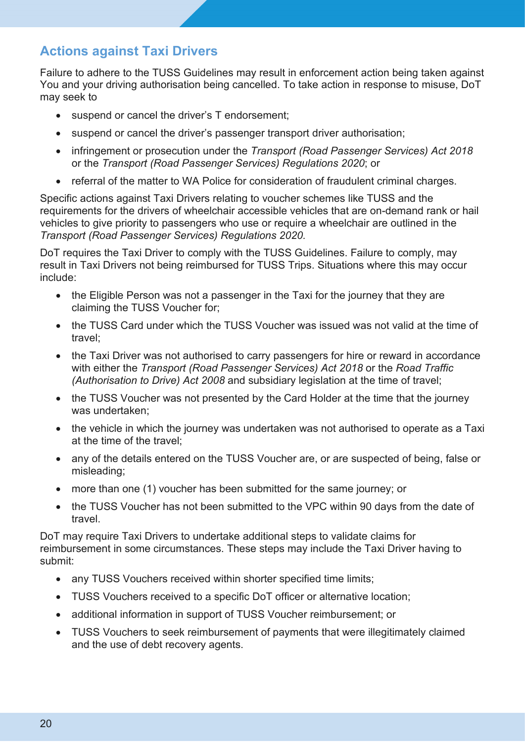## Actions against Taxi Drivers

Failure to adhere to the TUSS Guidelines may result in enforcement action being taken against You and your driving authorisation being cancelled. To take action in response to misuse, DoT may seek to

- suspend or cancel the driver's T endorsement;
- suspend or cancel the driver's passenger transport driver authorisation;
- infringement or prosecution under the *Transport (Road Passenger Services) Act 2018* or the *Transport (Road Passenger Services) Regulations 2020*; or
- referral of the matter to WA Police for consideration of fraudulent criminal charges.

Specific actions against Taxi Drivers relating to voucher schemes like TUSS and the requirements for the drivers of wheelchair accessible vehicles that are on-demand rank or hail vehicles to give priority to passengers who use or require a wheelchair are outlined in the *Transport (Road Passenger Services) Regulations 2020.*

DoT requires the Taxi Driver to comply with the TUSS Guidelines. Failure to comply, may result in Taxi Drivers not being reimbursed for TUSS Trips. Situations where this may occur include:

- the Eligible Person was not a passenger in the Taxi for the journey that they are claiming the TUSS Voucher for;
- the TUSS Card under which the TUSS Voucher was issued was not valid at the time of travel;
- the Taxi Driver was not authorised to carry passengers for hire or reward in accordance with either the *Transport (Road Passenger Services) Act 2018* or the *Road Traffic (Authorisation to Drive) Act 2008* and subsidiary legislation at the time of travel;
- the TUSS Voucher was not presented by the Card Holder at the time that the journey was undertaken;
- the vehicle in which the journey was undertaken was not authorised to operate as a Taxi at the time of the travel;
- any of the details entered on the TUSS Voucher are, or are suspected of being, false or misleading;
- more than one (1) voucher has been submitted for the same journey; or
- the TUSS Voucher has not been submitted to the VPC within 90 days from the date of travel.

DoT may require Taxi Drivers to undertake additional steps to validate claims for reimbursement in some circumstances. These steps may include the Taxi Driver having to submit:

- any TUSS Vouchers received within shorter specified time limits;
- TUSS Vouchers received to a specific DoT officer or alternative location;
- additional information in support of TUSS Voucher reimbursement; or
- TUSS Vouchers to seek reimbursement of payments that were illegitimately claimed and the use of debt recovery agents.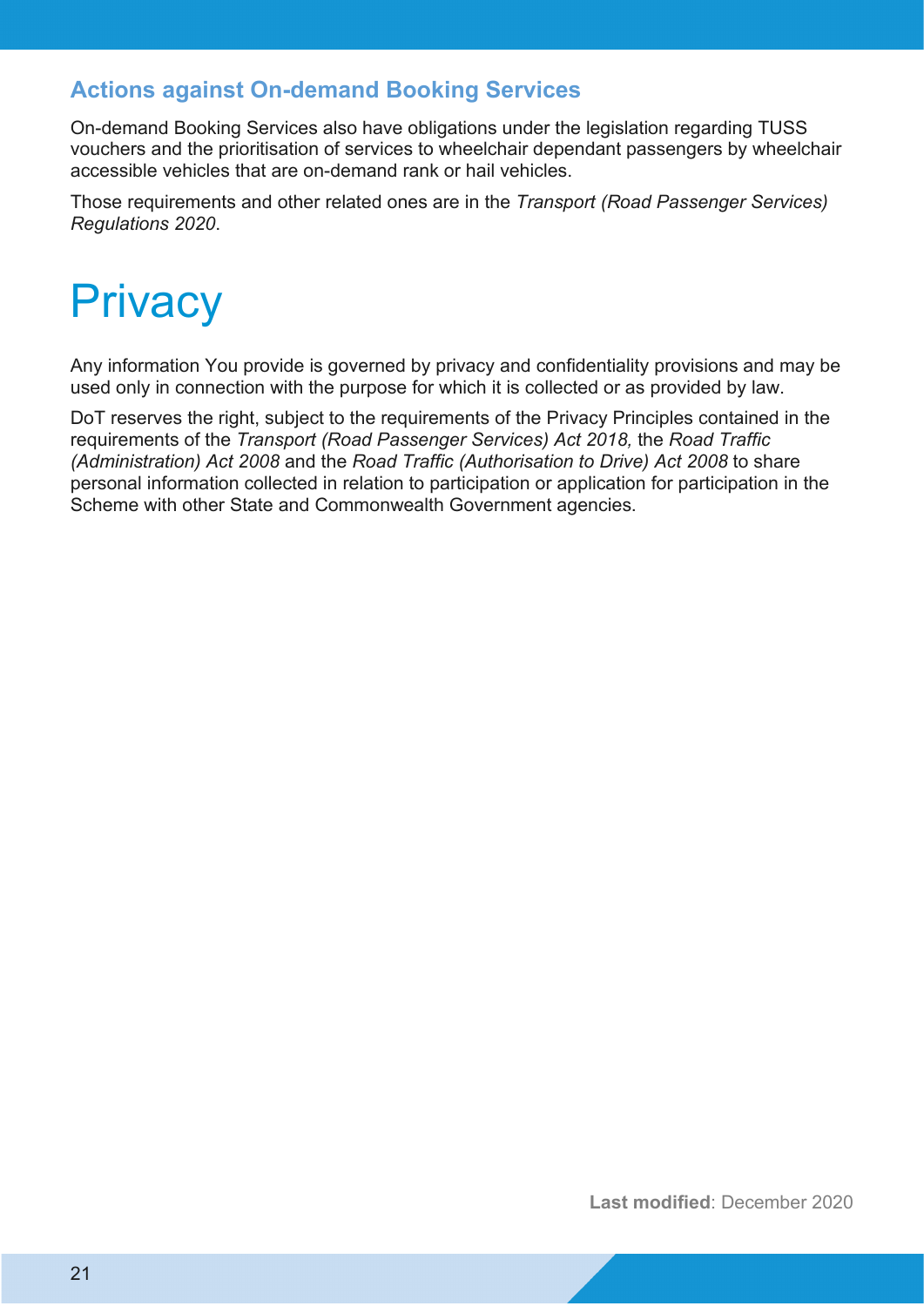### Actions against On-demand Booking Services

On-demand Booking Services also have obligations under the legislation regarding TUSS vouchers and the prioritisation of services to wheelchair dependant passengers by wheelchair accessible vehicles that are on-demand rank or hail vehicles.

Those requirements and other related ones are in the *Transport (Road Passenger Services) Regulations 2020*.

# Privacy

Any information You provide is governed by privacy and confidentiality provisions and may be used only in connection with the purpose for which it is collected or as provided by law.

DoT reserves the right, subject to the requirements of the Privacy Principles contained in the requirements of the *Transport (Road Passenger Services) Act 2018,* the *Road Traffic (Administration) Act 2008* and the *Road Traffic (Authorisation to Drive) Act 2008* to share personal information collected in relation to participation or application for participation in the Scheme with other State and Commonwealth Government agencies.

**Last modified**: December 2020